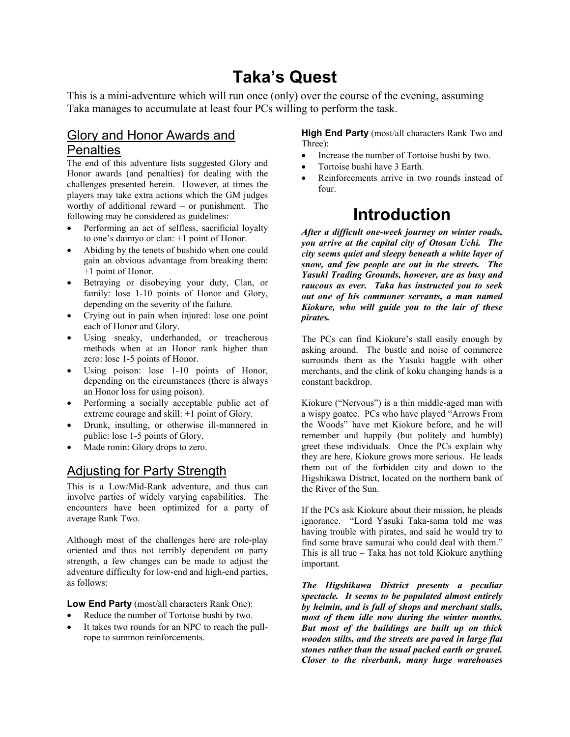# Taka's Quest

This is a mini-adventure which will run once (only) over the course of the evening, assuming Taka manages to accumulate at least four PCs willing to perform the task.

## Glory and Honor Awards and Penalties

The end of this adventure lists suggested Glory and Honor awards (and penalties) for dealing with the challenges presented herein. However, at times the players may take extra actions which the GM judges worthy of additional reward – or punishment. The following may be considered as guidelines:

- Performing an act of selfless, sacrificial loyalty to one's daimyo or clan: +1 point of Honor.
- Abiding by the tenets of bushido when one could gain an obvious advantage from breaking them: +1 point of Honor.
- Betraying or disobeying your duty, Clan, or family: lose 1-10 points of Honor and Glory, depending on the severity of the failure.
- Crying out in pain when injured: lose one point each of Honor and Glory.
- Using sneaky, underhanded, or treacherous methods when at an Honor rank higher than zero: lose 1-5 points of Honor.
- Using poison: lose 1-10 points of Honor, depending on the circumstances (there is always an Honor loss for using poison).
- Performing a socially acceptable public act of extreme courage and skill: +1 point of Glory.
- Drunk, insulting, or otherwise ill-mannered in public: lose 1-5 points of Glory.
- Made ronin: Glory drops to zero.

## Adjusting for Party Strength

This is a Low/Mid-Rank adventure, and thus can involve parties of widely varying capabilities. The encounters have been optimized for a party of average Rank Two.

Although most of the challenges here are role-play oriented and thus not terribly dependent on party strength, a few changes can be made to adjust the adventure difficulty for low-end and high-end parties, as follows:

**Low End Party** (most/all characters Rank One):

- Reduce the number of Tortoise bushi by two.
- It takes two rounds for an NPC to reach the pull-rope to summon reinforcements.

**High End Party** (most/all characters Rank Two and Three):

- Increase the number of Tortoise bushi by two.
- Tortoise bushi have 3 Earth.
- Reinforcements arrive in two rounds instead of four.

# Introduction

***After a difficult one-week journey on winter roads, you arrive at the capital city of Otosan Uchi. The city seems quiet and sleepy beneath a white layer of snow, and few people are out in the streets. The Yasuki Trading Grounds, however, are as busy and raucous as ever. Taka has instructed you to seek out one of his commoner servants, a man named Kiokure, who will guide you to the lair of these pirates.***

The PCs can find Kiokure's stall easily enough by asking around. The bustle and noise of commerce surrounds them as the Yasuki haggle with other merchants, and the clink of koku changing hands is a constant backdrop.

Kiokure ("Nervous") is a thin middle-aged man with a wispy goatee. PCs who have played "Arrows From the Woods" have met Kiokure before, and he will remember and happily (but politely and humbly) greet these individuals. Once the PCs explain why they are here, Kiokure grows more serious. He leads them out of the forbidden city and down to the Higshikawa District, located on the northern bank of the River of the Sun.

If the PCs ask Kiokure about their mission, he pleads ignorance. "Lord Yasuki Taka-sama told me was having trouble with pirates, and said he would try to find some brave samurai who could deal with them." This is all true – Taka has not told Kiokure anything important.

***The Higshikawa District presents a peculiar spectacle. It seems to be populated almost entirely by heimin, and is full of shops and merchant stalls, most of them idle now during the winter months. But most of the buildings are built up on thick wooden stilts, and the streets are paved in large flat stones rather than the usual packed earth or gravel. Closer to the riverbank, many huge warehouses***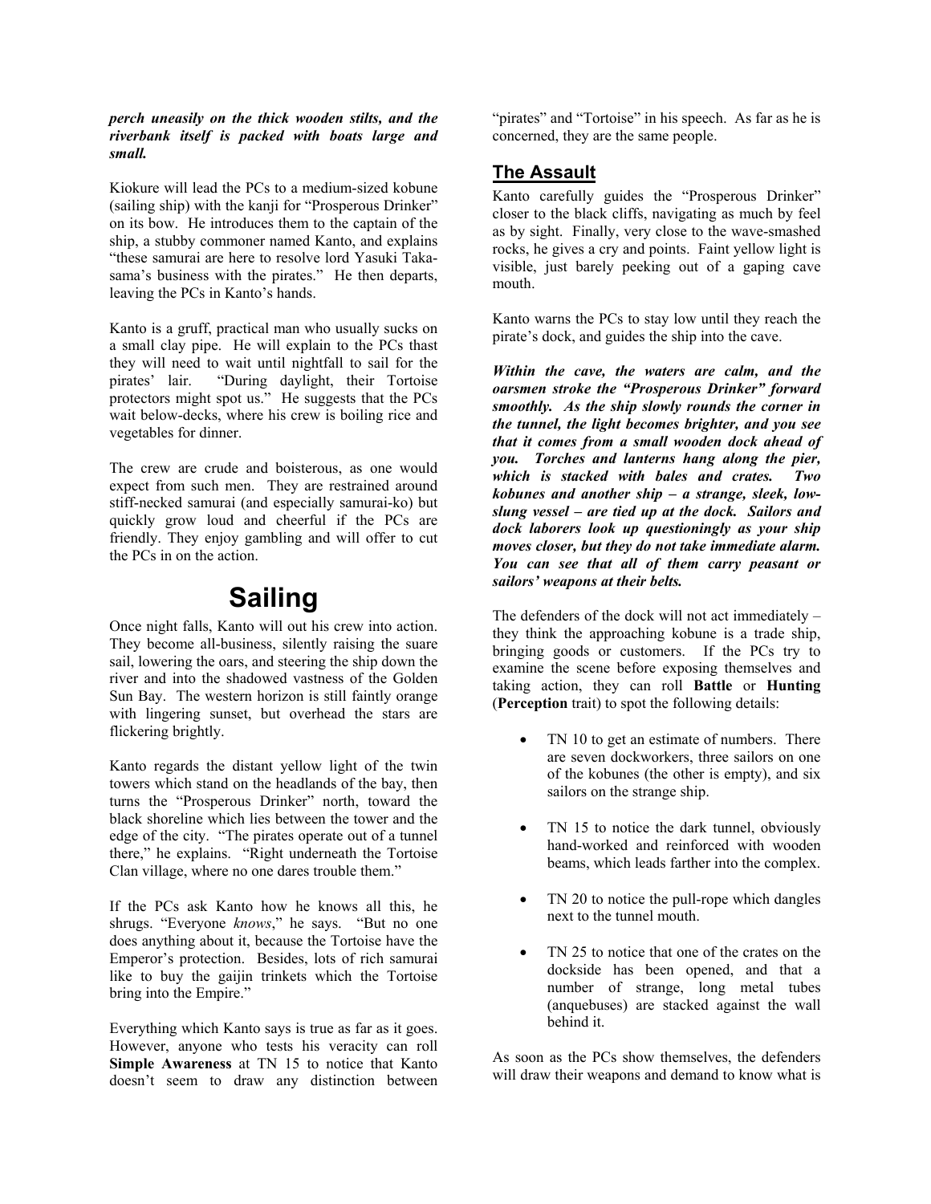***perch uneasily on the thick wooden stilts, and the riverbank itself is packed with boats large and small.***

Kiokure will lead the PCs to a medium-sized kobune (sailing ship) with the kanji for "Prosperous Drinker" on its bow. He introduces them to the captain of the ship, a stubby commoner named Kanto, and explains "these samurai are here to resolve lord Yasuki Taka-sama's business with the pirates." He then departs, leaving the PCs in Kanto's hands.

Kanto is a gruff, practical man who usually sucks on a small clay pipe. He will explain to the PCs thast they will need to wait until nightfall to sail for the pirates' lair. "During daylight, their Tortoise protectors might spot us." He suggests that the PCs wait below-decks, where his crew is boiling rice and vegetables for dinner.

The crew are crude and boisterous, as one would expect from such men. They are restrained around stiff-necked samurai (and especially samurai-ko) but quickly grow loud and cheerful if the PCs are friendly. They enjoy gambling and will offer to cut the PCs in on the action.

# Sailing

Once night falls, Kanto will out his crew into action. They become all-business, silently raising the suare sail, lowering the oars, and steering the ship down the river and into the shadowed vastness of the Golden Sun Bay. The western horizon is still faintly orange with lingering sunset, but overhead the stars are flickering brightly.

Kanto regards the distant yellow light of the twin towers which stand on the headlands of the bay, then turns the "Prosperous Drinker" north, toward the black shoreline which lies between the tower and the edge of the city. "The pirates operate out of a tunnel there," he explains. "Right underneath the Tortoise Clan village, where no one dares trouble them."

If the PCs ask Kanto how he knows all this, he shrugs. "Everyone *knows*," he says. "But no one does anything about it, because the Tortoise have the Emperor's protection. Besides, lots of rich samurai like to buy the gaijin trinkets which the Tortoise bring into the Empire."

Everything which Kanto says is true as far as it goes. However, anyone who tests his veracity can roll **Simple Awareness** at TN 15 to notice that Kanto doesn't seem to draw any distinction between "pirates" and "Tortoise" in his speech. As far as he is concerned, they are the same people.

## The Assault

Kanto carefully guides the "Prosperous Drinker" closer to the black cliffs, navigating as much by feel as by sight. Finally, very close to the wave-smashed rocks, he gives a cry and points. Faint yellow light is visible, just barely peeking out of a gaping cave mouth.

Kanto warns the PCs to stay low until they reach the pirate's dock, and guides the ship into the cave.

***Within the cave, the waters are calm, and the oarsmen stroke the "Prosperous Drinker" forward smoothly. As the ship slowly rounds the corner in the tunnel, the light becomes brighter, and you see that it comes from a small wooden dock ahead of you. Torches and lanterns hang along the pier, which is stacked with bales and crates. Two kobunes and another ship – a strange, sleek, low-slung vessel – are tied up at the dock. Sailors and dock laborers look up questioningly as your ship moves closer, but they do not take immediate alarm. You can see that all of them carry peasant or sailors' weapons at their belts.***

The defenders of the dock will not act immediately – they think the approaching kobune is a trade ship, bringing goods or customers. If the PCs try to examine the scene before exposing themselves and taking action, they can roll **Battle** or **Hunting** (**Perception** trait) to spot the following details:

- TN 10 to get an estimate of numbers. There are seven dockworkers, three sailors on one of the kobunes (the other is empty), and six sailors on the strange ship.
- TN 15 to notice the dark tunnel, obviously hand-worked and reinforced with wooden beams, which leads farther into the complex.
- TN 20 to notice the pull-rope which dangles next to the tunnel mouth.
- TN 25 to notice that one of the crates on the dockside has been opened, and that a number of strange, long metal tubes (anquebuses) are stacked against the wall behind it.

As soon as the PCs show themselves, the defenders will draw their weapons and demand to know what is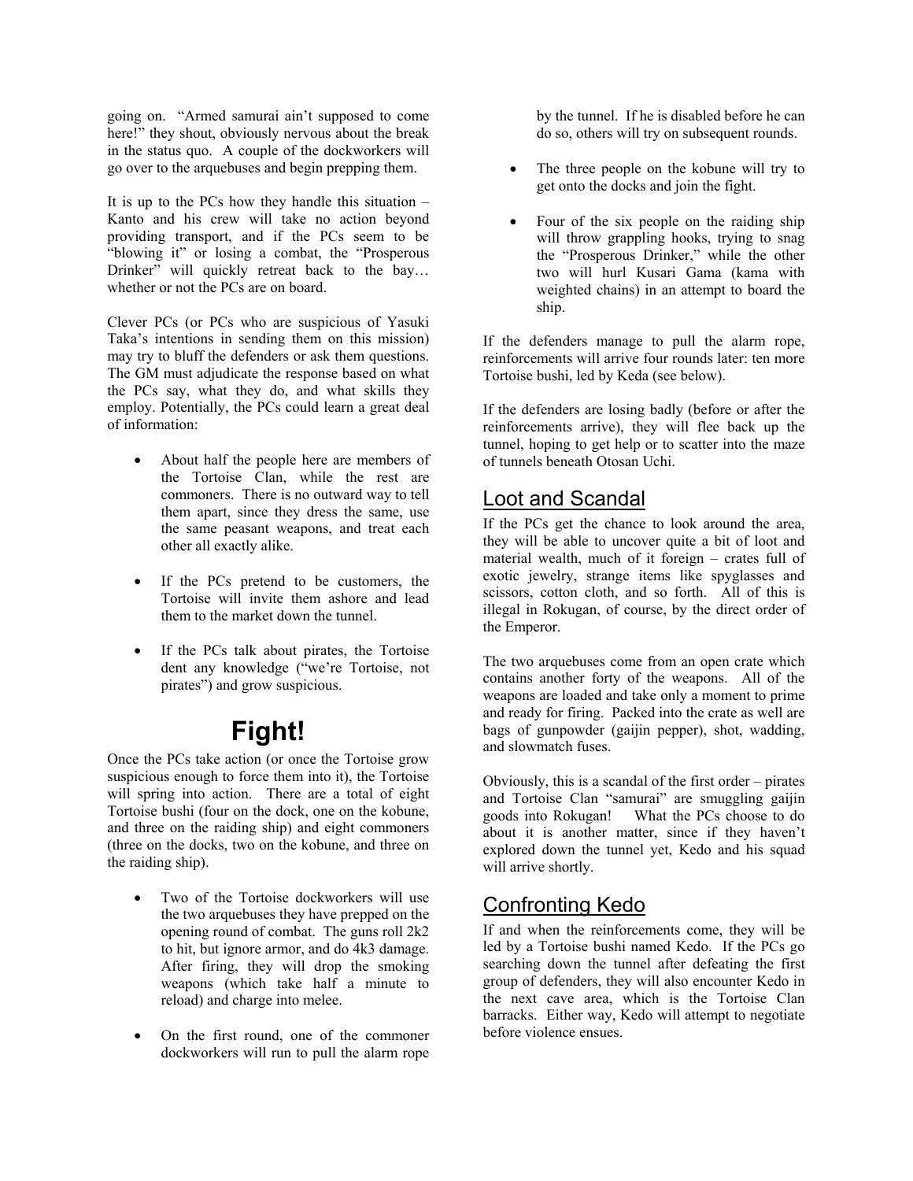going on. "Armed samurai ain't supposed to come here!" they shout, obviously nervous about the break in the status quo. A couple of the dockworkers will go over to the arquebuses and begin prepping them.

It is up to the PCs how they handle this situation – Kanto and his crew will take no action beyond providing transport, and if the PCs seem to be "blowing it" or losing a combat, the "Prosperous Drinker" will quickly retreat back to the bay… whether or not the PCs are on board.

Clever PCs (or PCs who are suspicious of Yasuki Taka's intentions in sending them on this mission) may try to bluff the defenders or ask them questions. The GM must adjudicate the response based on what the PCs say, what they do, and what skills they employ. Potentially, the PCs could learn a great deal of information:

- About half the people here are members of the Tortoise Clan, while the rest are commoners. There is no outward way to tell them apart, since they dress the same, use the same peasant weapons, and treat each other all exactly alike.
- If the PCs pretend to be customers, the Tortoise will invite them ashore and lead them to the market down the tunnel.
- If the PCs talk about pirates, the Tortoise dent any knowledge ("we're Tortoise, not pirates") and grow suspicious.

# Fight!

Once the PCs take action (or once the Tortoise grow suspicious enough to force them into it), the Tortoise will spring into action. There are a total of eight Tortoise bushi (four on the dock, one on the kobune, and three on the raiding ship) and eight commoners (three on the docks, two on the kobune, and three on the raiding ship).

- Two of the Tortoise dockworkers will use the two arquebuses they have prepped on the opening round of combat. The guns roll 2k2 to hit, but ignore armor, and do 4k3 damage. After firing, they will drop the smoking weapons (which take half a minute to reload) and charge into melee.
- On the first round, one of the commoner dockworkers will run to pull the alarm rope by the tunnel. If he is disabled before he can do so, others will try on subsequent rounds.
- The three people on the kobune will try to get onto the docks and join the fight.
- Four of the six people on the raiding ship will throw grappling hooks, trying to snag the "Prosperous Drinker," while the other two will hurl Kusari Gama (kama with weighted chains) in an attempt to board the ship.

If the defenders manage to pull the alarm rope, reinforcements will arrive four rounds later: ten more Tortoise bushi, led by Keda (see below).

If the defenders are losing badly (before or after the reinforcements arrive), they will flee back up the tunnel, hoping to get help or to scatter into the maze of tunnels beneath Otosan Uchi.

## Loot and Scandal

If the PCs get the chance to look around the area, they will be able to uncover quite a bit of loot and material wealth, much of it foreign – crates full of exotic jewelry, strange items like spyglasses and scissors, cotton cloth, and so forth. All of this is illegal in Rokugan, of course, by the direct order of the Emperor.

The two arquebuses come from an open crate which contains another forty of the weapons. All of the weapons are loaded and take only a moment to prime and ready for firing. Packed into the crate as well are bags of gunpowder (gaijin pepper), shot, wadding, and slowmatch fuses.

Obviously, this is a scandal of the first order – pirates and Tortoise Clan "samurai" are smuggling gaijin goods into Rokugan! What the PCs choose to do about it is another matter, since if they haven't explored down the tunnel yet, Kedo and his squad will arrive shortly.

## Confronting Kedo

If and when the reinforcements come, they will be led by a Tortoise bushi named Kedo. If the PCs go searching down the tunnel after defeating the first group of defenders, they will also encounter Kedo in the next cave area, which is the Tortoise Clan barracks. Either way, Kedo will attempt to negotiate before violence ensues.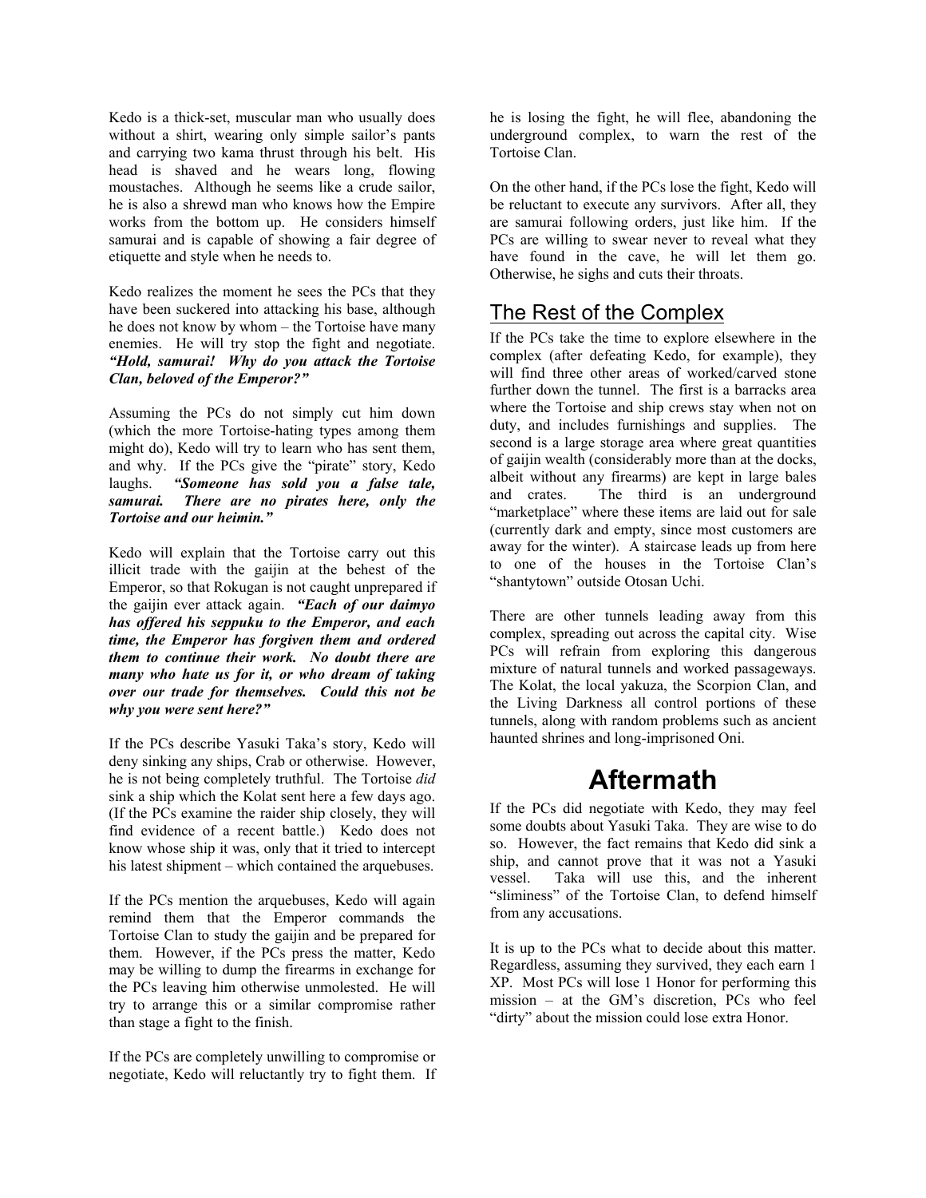Kedo is a thick-set, muscular man who usually does without a shirt, wearing only simple sailor's pants and carrying two kama thrust through his belt. His head is shaved and he wears long, flowing moustaches. Although he seems like a crude sailor, he is also a shrewd man who knows how the Empire works from the bottom up. He considers himself samurai and is capable of showing a fair degree of etiquette and style when he needs to.

Kedo realizes the moment he sees the PCs that they have been suckered into attacking his base, although he does not know by whom – the Tortoise have many enemies. He will try stop the fight and negotiate. ***"Hold, samurai! Why do you attack the Tortoise Clan, beloved of the Emperor?"***

Assuming the PCs do not simply cut him down (which the more Tortoise-hating types among them might do), Kedo will try to learn who has sent them, and why. If the PCs give the "pirate" story, Kedo laughs. ***"Someone has sold you a false tale, samurai. There are no pirates here, only the Tortoise and our heimin."***

Kedo will explain that the Tortoise carry out this illicit trade with the gaijin at the behest of the Emperor, so that Rokugan is not caught unprepared if the gaijin ever attack again. ***"Each of our daimyo has offered his seppuku to the Emperor, and each time, the Emperor has forgiven them and ordered them to continue their work. No doubt there are many who hate us for it, or who dream of taking over our trade for themselves. Could this not be why you were sent here?"***

If the PCs describe Yasuki Taka's story, Kedo will deny sinking any ships, Crab or otherwise. However, he is not being completely truthful. The Tortoise *did* sink a ship which the Kolat sent here a few days ago. (If the PCs examine the raider ship closely, they will find evidence of a recent battle.) Kedo does not know whose ship it was, only that it tried to intercept his latest shipment – which contained the arquebuses.

If the PCs mention the arquebuses, Kedo will again remind them that the Emperor commands the Tortoise Clan to study the gaijin and be prepared for them. However, if the PCs press the matter, Kedo may be willing to dump the firearms in exchange for the PCs leaving him otherwise unmolested. He will try to arrange this or a similar compromise rather than stage a fight to the finish.

If the PCs are completely unwilling to compromise or negotiate, Kedo will reluctantly try to fight them. If he is losing the fight, he will flee, abandoning the underground complex, to warn the rest of the Tortoise Clan.

On the other hand, if the PCs lose the fight, Kedo will be reluctant to execute any survivors. After all, they are samurai following orders, just like him. If the PCs are willing to swear never to reveal what they have found in the cave, he will let them go. Otherwise, he sighs and cuts their throats.

## The Rest of the Complex

If the PCs take the time to explore elsewhere in the complex (after defeating Kedo, for example), they will find three other areas of worked/carved stone further down the tunnel. The first is a barracks area where the Tortoise and ship crews stay when not on duty, and includes furnishings and supplies. The second is a large storage area where great quantities of gaijin wealth (considerably more than at the docks, albeit without any firearms) are kept in large bales and crates. The third is an underground "marketplace" where these items are laid out for sale (currently dark and empty, since most customers are away for the winter). A staircase leads up from here to one of the houses in the Tortoise Clan's "shantytown" outside Otosan Uchi.

There are other tunnels leading away from this complex, spreading out across the capital city. Wise PCs will refrain from exploring this dangerous mixture of natural tunnels and worked passageways. The Kolat, the local yakuza, the Scorpion Clan, and the Living Darkness all control portions of these tunnels, along with random problems such as ancient haunted shrines and long-imprisoned Oni.

# Aftermath

If the PCs did negotiate with Kedo, they may feel some doubts about Yasuki Taka. They are wise to do so. However, the fact remains that Kedo did sink a ship, and cannot prove that it was not a Yasuki vessel. Taka will use this, and the inherent "sliminess" of the Tortoise Clan, to defend himself from any accusations.

It is up to the PCs what to decide about this matter. Regardless, assuming they survived, they each earn 1 XP. Most PCs will lose 1 Honor for performing this mission – at the GM's discretion, PCs who feel "dirty" about the mission could lose extra Honor.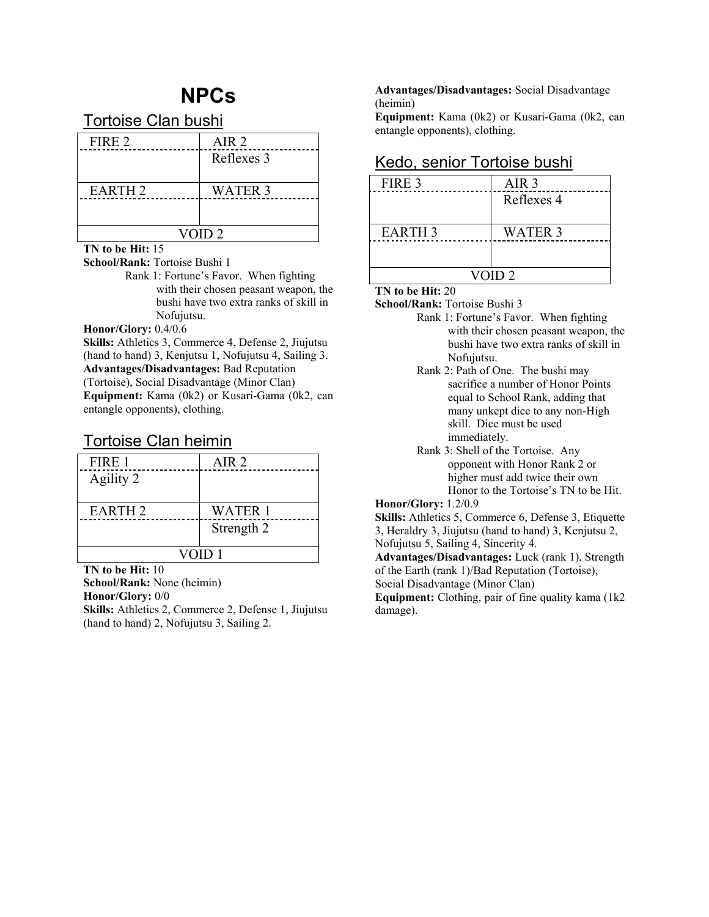# NPCs

## Tortoise Clan bushi

| FIRE 2 | AIR 2 |
| --- | --- |
| | Reflexes 3 |
| EARTH 2 | WATER 3 |
| | |
| VOID 2 | |

**TN to be Hit:** 15

**School/Rank:** Tortoise Bushi 1

Rank 1: Fortune's Favor. When fighting with their chosen peasant weapon, the bushi have two extra ranks of skill in Nofujutsu.

**Honor/Glory:** 0.4/0.6

**Skills:** Athletics 3, Commerce 4, Defense 2, Jiujutsu (hand to hand) 3, Kenjutsu 1, Nofujutsu 4, Sailing 3.

**Advantages/Disadvantages:** Bad Reputation (Tortoise), Social Disadvantage (Minor Clan)

**Equipment:** Kama (0k2) or Kusari-Gama (0k2, can entangle opponents), clothing.

## Tortoise Clan heimin

| FIRE 1 | AIR 2 |
| --- | --- |
| Agility 2 | |
| EARTH 2 | WATER 1 |
| | Strength 2 |
| VOID 1 | |

**TN to be Hit:** 10

**School/Rank:** None (heimin)

**Honor/Glory:** 0/0

**Skills:** Athletics 2, Commerce 2, Defense 1, Jiujutsu (hand to hand) 2, Nofujutsu 3, Sailing 2.

**Advantages/Disadvantages:** Social Disadvantage (heimin)

**Equipment:** Kama (0k2) or Kusari-Gama (0k2, can entangle opponents), clothing.

## Kedo, senior Tortoise bushi

| FIRE 3 | AIR 3 |
| --- | --- |
| | Reflexes 4 |
| EARTH 3 | WATER 3 |
| | |
| VOID 2 | |

**TN to be Hit:** 20

**School/Rank:** Tortoise Bushi 3

Rank 1: Fortune's Favor. When fighting with their chosen peasant weapon, the bushi have two extra ranks of skill in Nofujutsu.

Rank 2: Path of One. The bushi may sacrifice a number of Honor Points equal to School Rank, adding that many unkept dice to any non-High skill. Dice must be used immediately.

Rank 3: Shell of the Tortoise. Any opponent with Honor Rank 2 or higher must add twice their own Honor to the Tortoise's TN to be Hit.

**Honor/Glory:** 1.2/0.9

**Skills:** Athletics 5, Commerce 6, Defense 3, Etiquette 3, Heraldry 3, Jiujutsu (hand to hand) 3, Kenjutsu 2, Nofujutsu 5, Sailing 4, Sincerity 4.

**Advantages/Disadvantages:** Luck (rank 1), Strength of the Earth (rank 1)/Bad Reputation (Tortoise), Social Disadvantage (Minor Clan)

**Equipment:** Clothing, pair of fine quality kama (1k2 damage).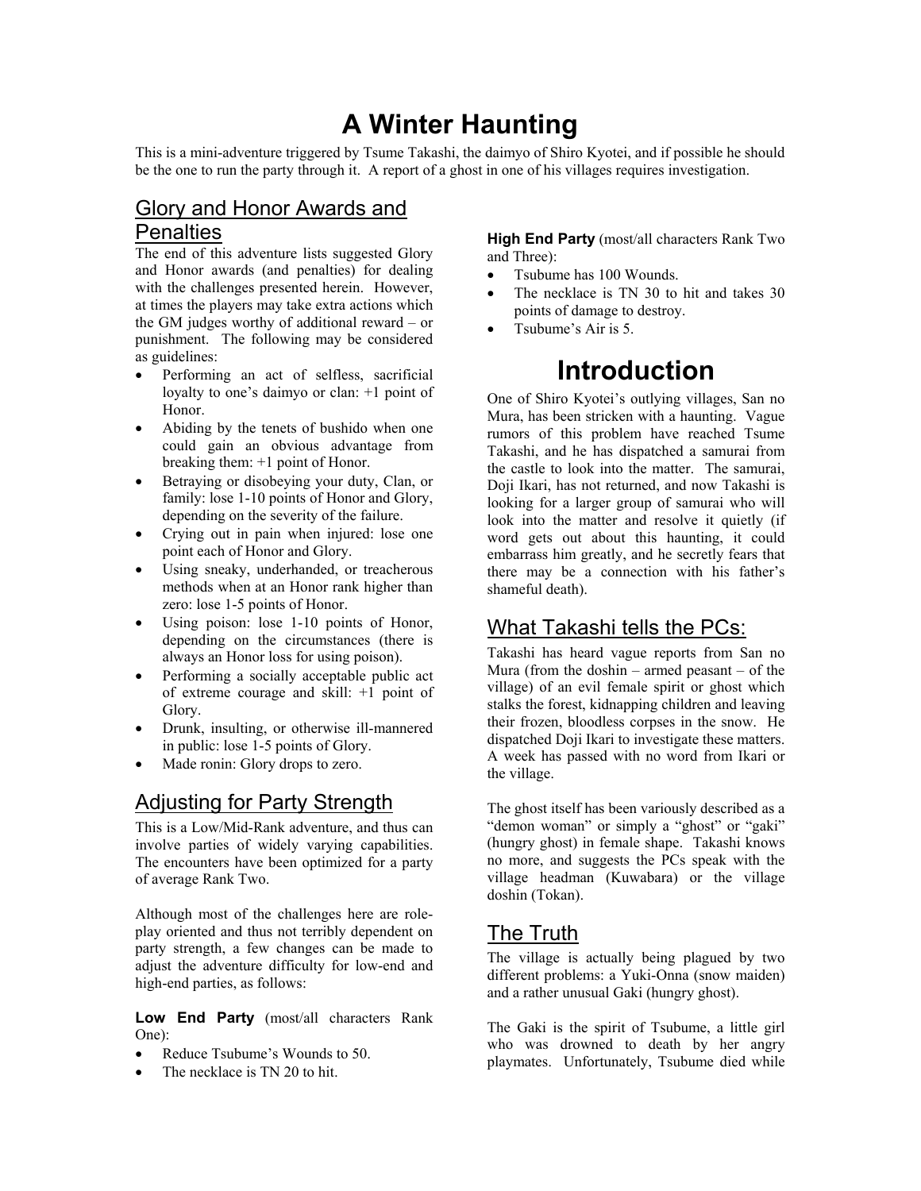# A Winter Haunting

This is a mini-adventure triggered by Tsume Takashi, the daimyo of Shiro Kyotei, and if possible he should be the one to run the party through it. A report of a ghost in one of his villages requires investigation.

## Glory and Honor Awards and Penalties

The end of this adventure lists suggested Glory and Honor awards (and penalties) for dealing with the challenges presented herein. However, at times the players may take extra actions which the GM judges worthy of additional reward – or punishment. The following may be considered as guidelines:

- Performing an act of selfless, sacrificial loyalty to one's daimyo or clan: +1 point of Honor.
- Abiding by the tenets of bushido when one could gain an obvious advantage from breaking them: +1 point of Honor.
- Betraying or disobeying your duty, Clan, or family: lose 1-10 points of Honor and Glory, depending on the severity of the failure.
- Crying out in pain when injured: lose one point each of Honor and Glory.
- Using sneaky, underhanded, or treacherous methods when at an Honor rank higher than zero: lose 1-5 points of Honor.
- Using poison: lose 1-10 points of Honor, depending on the circumstances (there is always an Honor loss for using poison).
- Performing a socially acceptable public act of extreme courage and skill: +1 point of Glory.
- Drunk, insulting, or otherwise ill-mannered in public: lose 1-5 points of Glory.
- Made ronin: Glory drops to zero.

## Adjusting for Party Strength

This is a Low/Mid-Rank adventure, and thus can involve parties of widely varying capabilities. The encounters have been optimized for a party of average Rank Two.

Although most of the challenges here are role-play oriented and thus not terribly dependent on party strength, a few changes can be made to adjust the adventure difficulty for low-end and high-end parties, as follows:

**Low End Party** (most/all characters Rank One):

- Reduce Tsubume's Wounds to 50.
- The necklace is TN 20 to hit.

**High End Party** (most/all characters Rank Two and Three):

- Tsubume has 100 Wounds.
- The necklace is TN 30 to hit and takes 30 points of damage to destroy.
- Tsubume's Air is 5.

# Introduction

One of Shiro Kyotei's outlying villages, San no Mura, has been stricken with a haunting. Vague rumors of this problem have reached Tsume Takashi, and he has dispatched a samurai from the castle to look into the matter. The samurai, Doji Ikari, has not returned, and now Takashi is looking for a larger group of samurai who will look into the matter and resolve it quietly (if word gets out about this haunting, it could embarrass him greatly, and he secretly fears that there may be a connection with his father's shameful death).

## What Takashi tells the PCs:

Takashi has heard vague reports from San no Mura (from the doshin – armed peasant – of the village) of an evil female spirit or ghost which stalks the forest, kidnapping children and leaving their frozen, bloodless corpses in the snow. He dispatched Doji Ikari to investigate these matters. A week has passed with no word from Ikari or the village.

The ghost itself has been variously described as a "demon woman" or simply a "ghost" or "gaki" (hungry ghost) in female shape. Takashi knows no more, and suggests the PCs speak with the village headman (Kuwabara) or the village doshin (Tokan).

## The Truth

The village is actually being plagued by two different problems: a Yuki-Onna (snow maiden) and a rather unusual Gaki (hungry ghost).

The Gaki is the spirit of Tsubume, a little girl who was drowned to death by her angry playmates. Unfortunately, Tsubume died while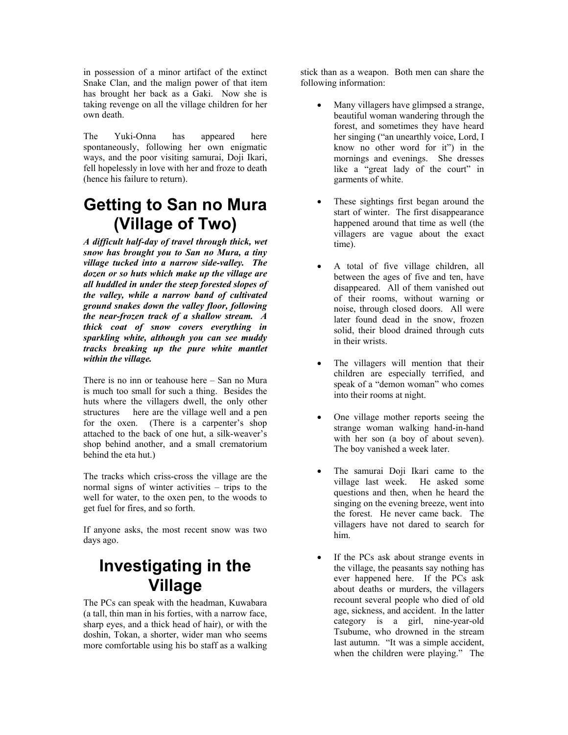in possession of a minor artifact of the extinct Snake Clan, and the malign power of that item has brought her back as a Gaki. Now she is taking revenge on all the village children for her own death.

The Yuki-Onna has appeared here spontaneously, following her own enigmatic ways, and the poor visiting samurai, Doji Ikari, fell hopelessly in love with her and froze to death (hence his failure to return).

# Getting to San no Mura (Village of Two)

***A difficult half-day of travel through thick, wet snow has brought you to San no Mura, a tiny village tucked into a narrow side-valley. The dozen or so huts which make up the village are all huddled in under the steep forested slopes of the valley, while a narrow band of cultivated ground snakes down the valley floor, following the near-frozen track of a shallow stream. A thick coat of snow covers everything in sparkling white, although you can see muddy tracks breaking up the pure white mantlet within the village.***

There is no inn or teahouse here – San no Mura is much too small for such a thing. Besides the huts where the villagers dwell, the only other structures here are the village well and a pen for the oxen. (There is a carpenter's shop attached to the back of one hut, a silk-weaver's shop behind another, and a small crematorium behind the eta hut.)

The tracks which criss-cross the village are the normal signs of winter activities – trips to the well for water, to the oxen pen, to the woods to get fuel for fires, and so forth.

If anyone asks, the most recent snow was two days ago.

# Investigating in the Village

The PCs can speak with the headman, Kuwabara (a tall, thin man in his forties, with a narrow face, sharp eyes, and a thick head of hair), or with the doshin, Tokan, a shorter, wider man who seems more comfortable using his bo staff as a walking stick than as a weapon. Both men can share the following information:

- Many villagers have glimpsed a strange, beautiful woman wandering through the forest, and sometimes they have heard her singing ("an unearthly voice, Lord, I know no other word for it") in the mornings and evenings. She dresses like a "great lady of the court" in garments of white.
- These sightings first began around the start of winter. The first disappearance happened around that time as well (the villagers are vague about the exact time).
- A total of five village children, all between the ages of five and ten, have disappeared. All of them vanished out of their rooms, without warning or noise, through closed doors. All were later found dead in the snow, frozen solid, their blood drained through cuts in their wrists.
- The villagers will mention that their children are especially terrified, and speak of a "demon woman" who comes into their rooms at night.
- One village mother reports seeing the strange woman walking hand-in-hand with her son (a boy of about seven). The boy vanished a week later.
- The samurai Doji Ikari came to the village last week. He asked some questions and then, when he heard the singing on the evening breeze, went into the forest. He never came back. The villagers have not dared to search for him.
- If the PCs ask about strange events in the village, the peasants say nothing has ever happened here. If the PCs ask about deaths or murders, the villagers recount several people who died of old age, sickness, and accident. In the latter category is a girl, nine-year-old Tsubume, who drowned in the stream last autumn. "It was a simple accident, when the children were playing." The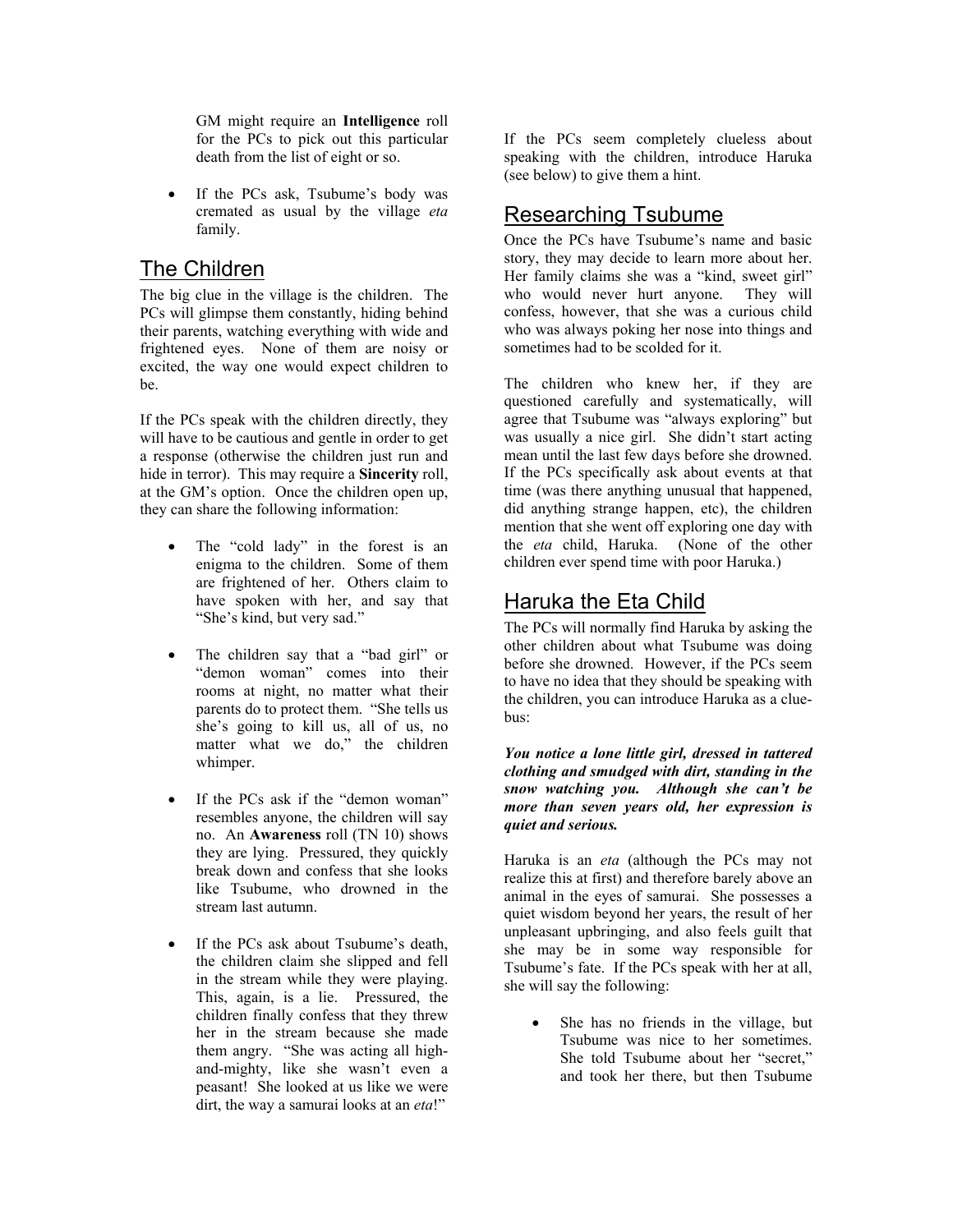GM might require an **Intelligence** roll for the PCs to pick out this particular death from the list of eight or so.

- If the PCs ask, Tsubume's body was cremated as usual by the village *eta* family.

## The Children

The big clue in the village is the children. The PCs will glimpse them constantly, hiding behind their parents, watching everything with wide and frightened eyes. None of them are noisy or excited, the way one would expect children to be.

If the PCs speak with the children directly, they will have to be cautious and gentle in order to get a response (otherwise the children just run and hide in terror). This may require a **Sincerity** roll, at the GM's option. Once the children open up, they can share the following information:

- The "cold lady" in the forest is an enigma to the children. Some of them are frightened of her. Others claim to have spoken with her, and say that "She's kind, but very sad."

- The children say that a "bad girl" or "demon woman" comes into their rooms at night, no matter what their parents do to protect them. "She tells us she's going to kill us, all of us, no matter what we do," the children whimper.

- If the PCs ask if the "demon woman" resembles anyone, the children will say no. An **Awareness** roll (TN 10) shows they are lying. Pressured, they quickly break down and confess that she looks like Tsubume, who drowned in the stream last autumn.

- If the PCs ask about Tsubume's death, the children claim she slipped and fell in the stream while they were playing. This, again, is a lie. Pressured, the children finally confess that they threw her in the stream because she made them angry. "She was acting all high-and-mighty, like she wasn't even a peasant! She looked at us like we were dirt, the way a samurai looks at an *eta*!"

If the PCs seem completely clueless about speaking with the children, introduce Haruka (see below) to give them a hint.

## Researching Tsubume

Once the PCs have Tsubume's name and basic story, they may decide to learn more about her. Her family claims she was a "kind, sweet girl" who would never hurt anyone. They will confess, however, that she was a curious child who was always poking her nose into things and sometimes had to be scolded for it.

The children who knew her, if they are questioned carefully and systematically, will agree that Tsubume was "always exploring" but was usually a nice girl. She didn't start acting mean until the last few days before she drowned. If the PCs specifically ask about events at that time (was there anything unusual that happened, did anything strange happen, etc), the children mention that she went off exploring one day with the *eta* child, Haruka. (None of the other children ever spend time with poor Haruka.)

## Haruka the Eta Child

The PCs will normally find Haruka by asking the other children about what Tsubume was doing before she drowned. However, if the PCs seem to have no idea that they should be speaking with the children, you can introduce Haruka as a clue-bus:

***You notice a lone little girl, dressed in tattered clothing and smudged with dirt, standing in the snow watching you. Although she can't be more than seven years old, her expression is quiet and serious.***

Haruka is an *eta* (although the PCs may not realize this at first) and therefore barely above an animal in the eyes of samurai. She possesses a quiet wisdom beyond her years, the result of her unpleasant upbringing, and also feels guilt that she may be in some way responsible for Tsubume's fate. If the PCs speak with her at all, she will say the following:

- She has no friends in the village, but Tsubume was nice to her sometimes. She told Tsubume about her "secret," and took her there, but then Tsubume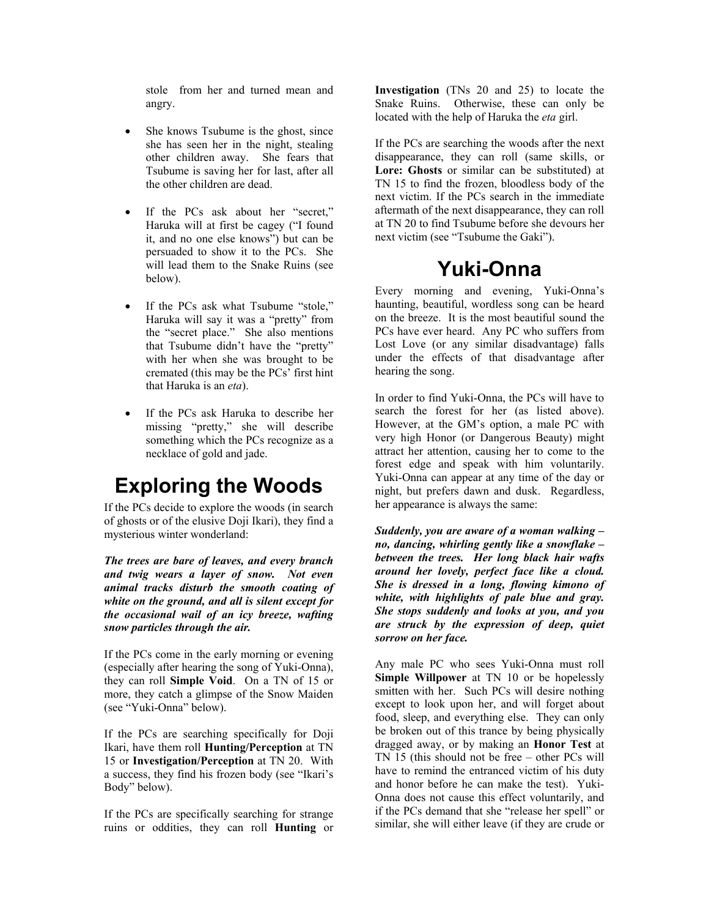stole from her and turned mean and angry.

- She knows Tsubume is the ghost, since she has seen her in the night, stealing other children away. She fears that Tsubume is saving her for last, after all the other children are dead.

- If the PCs ask about her "secret," Haruka will at first be cagey ("I found it, and no one else knows") but can be persuaded to show it to the PCs. She will lead them to the Snake Ruins (see below).

- If the PCs ask what Tsubume "stole," Haruka will say it was a "pretty" from the "secret place." She also mentions that Tsubume didn't have the "pretty" with her when she was brought to be cremated (this may be the PCs' first hint that Haruka is an *eta*).

- If the PCs ask Haruka to describe her missing "pretty," she will describe something which the PCs recognize as a necklace of gold and jade.

# Exploring the Woods

If the PCs decide to explore the woods (in search of ghosts or of the elusive Doji Ikari), they find a mysterious winter wonderland:

***The trees are bare of leaves, and every branch and twig wears a layer of snow. Not even animal tracks disturb the smooth coating of white on the ground, and all is silent except for the occasional wail of an icy breeze, wafting snow particles through the air.***

If the PCs come in the early morning or evening (especially after hearing the song of Yuki-Onna), they can roll **Simple Void**. On a TN of 15 or more, they catch a glimpse of the Snow Maiden (see "Yuki-Onna" below).

If the PCs are searching specifically for Doji Ikari, have them roll **Hunting/Perception** at TN 15 or **Investigation/Perception** at TN 20. With a success, they find his frozen body (see "Ikari's Body" below).

If the PCs are specifically searching for strange ruins or oddities, they can roll **Hunting** or **Investigation** (TNs 20 and 25) to locate the Snake Ruins. Otherwise, these can only be located with the help of Haruka the *eta* girl.

If the PCs are searching the woods after the next disappearance, they can roll (same skills, or **Lore: Ghosts** or similar can be substituted) at TN 15 to find the frozen, bloodless body of the next victim. If the PCs search in the immediate aftermath of the next disappearance, they can roll at TN 20 to find Tsubume before she devours her next victim (see "Tsubume the Gaki").

# Yuki-Onna

Every morning and evening, Yuki-Onna's haunting, beautiful, wordless song can be heard on the breeze. It is the most beautiful sound the PCs have ever heard. Any PC who suffers from Lost Love (or any similar disadvantage) falls under the effects of that disadvantage after hearing the song.

In order to find Yuki-Onna, the PCs will have to search the forest for her (as listed above). However, at the GM's option, a male PC with very high Honor (or Dangerous Beauty) might attract her attention, causing her to come to the forest edge and speak with him voluntarily. Yuki-Onna can appear at any time of the day or night, but prefers dawn and dusk. Regardless, her appearance is always the same:

***Suddenly, you are aware of a woman walking – no, dancing, whirling gently like a snowflake – between the trees. Her long black hair wafts around her lovely, perfect face like a cloud. She is dressed in a long, flowing kimono of white, with highlights of pale blue and gray. She stops suddenly and looks at you, and you are struck by the expression of deep, quiet sorrow on her face.***

Any male PC who sees Yuki-Onna must roll **Simple Willpower** at TN 10 or be hopelessly smitten with her. Such PCs will desire nothing except to look upon her, and will forget about food, sleep, and everything else. They can only be broken out of this trance by being physically dragged away, or by making an **Honor Test** at TN 15 (this should not be free – other PCs will have to remind the entranced victim of his duty and honor before he can make the test). Yuki-Onna does not cause this effect voluntarily, and if the PCs demand that she "release her spell" or similar, she will either leave (if they are crude or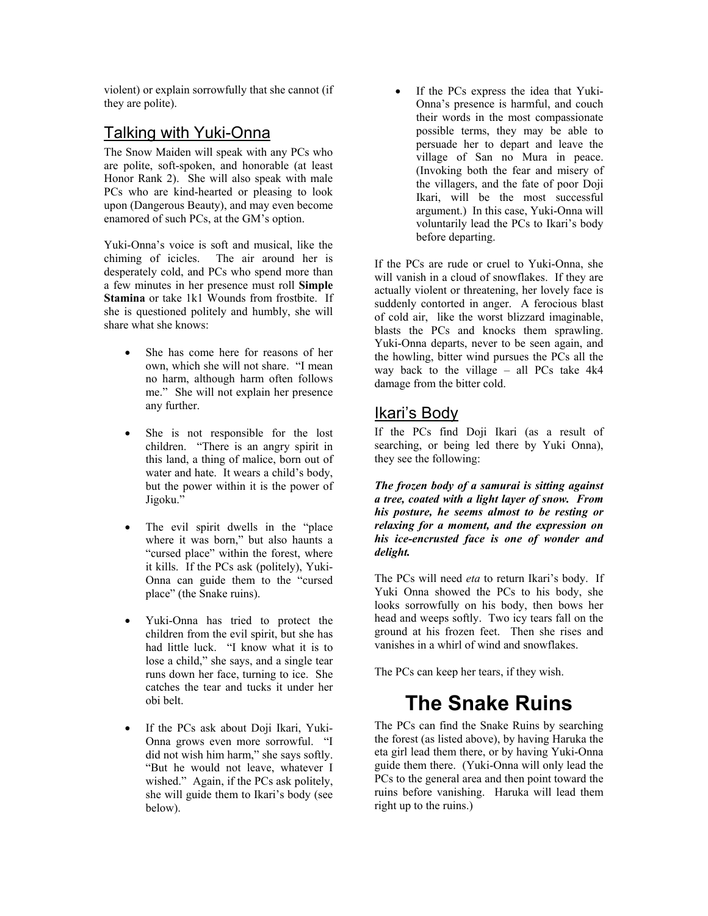violent) or explain sorrowfully that she cannot (if they are polite).

## Talking with Yuki-Onna

The Snow Maiden will speak with any PCs who are polite, soft-spoken, and honorable (at least Honor Rank 2). She will also speak with male PCs who are kind-hearted or pleasing to look upon (Dangerous Beauty), and may even become enamored of such PCs, at the GM's option.

Yuki-Onna's voice is soft and musical, like the chiming of icicles. The air around her is desperately cold, and PCs who spend more than a few minutes in her presence must roll **Simple Stamina** or take 1k1 Wounds from frostbite. If she is questioned politely and humbly, she will share what she knows:

- She has come here for reasons of her own, which she will not share. "I mean no harm, although harm often follows me." She will not explain her presence any further.
- She is not responsible for the lost children. "There is an angry spirit in this land, a thing of malice, born out of water and hate. It wears a child's body, but the power within it is the power of Jigoku."
- The evil spirit dwells in the "place where it was born," but also haunts a "cursed place" within the forest, where it kills. If the PCs ask (politely), Yuki-Onna can guide them to the "cursed place" (the Snake ruins).
- Yuki-Onna has tried to protect the children from the evil spirit, but she has had little luck. "I know what it is to lose a child," she says, and a single tear runs down her face, turning to ice. She catches the tear and tucks it under her obi belt.
- If the PCs ask about Doji Ikari, Yuki-Onna grows even more sorrowful. "I did not wish him harm," she says softly. "But he would not leave, whatever I wished." Again, if the PCs ask politely, she will guide them to Ikari's body (see below).
- If the PCs express the idea that Yuki-Onna's presence is harmful, and couch their words in the most compassionate possible terms, they may be able to persuade her to depart and leave the village of San no Mura in peace. (Invoking both the fear and misery of the villagers, and the fate of poor Doji Ikari, will be the most successful argument.) In this case, Yuki-Onna will voluntarily lead the PCs to Ikari's body before departing.

If the PCs are rude or cruel to Yuki-Onna, she will vanish in a cloud of snowflakes. If they are actually violent or threatening, her lovely face is suddenly contorted in anger. A ferocious blast of cold air, like the worst blizzard imaginable, blasts the PCs and knocks them sprawling. Yuki-Onna departs, never to be seen again, and the howling, bitter wind pursues the PCs all the way back to the village – all PCs take 4k4 damage from the bitter cold.

## Ikari's Body

If the PCs find Doji Ikari (as a result of searching, or being led there by Yuki Onna), they see the following:

***The frozen body of a samurai is sitting against a tree, coated with a light layer of snow. From his posture, he seems almost to be resting or relaxing for a moment, and the expression on his ice-encrusted face is one of wonder and delight.***

The PCs will need *eta* to return Ikari's body. If Yuki Onna showed the PCs to his body, she looks sorrowfully on his body, then bows her head and weeps softly. Two icy tears fall on the ground at his frozen feet. Then she rises and vanishes in a whirl of wind and snowflakes.

The PCs can keep her tears, if they wish.

# The Snake Ruins

The PCs can find the Snake Ruins by searching the forest (as listed above), by having Haruka the eta girl lead them there, or by having Yuki-Onna guide them there. (Yuki-Onna will only lead the PCs to the general area and then point toward the ruins before vanishing. Haruka will lead them right up to the ruins.)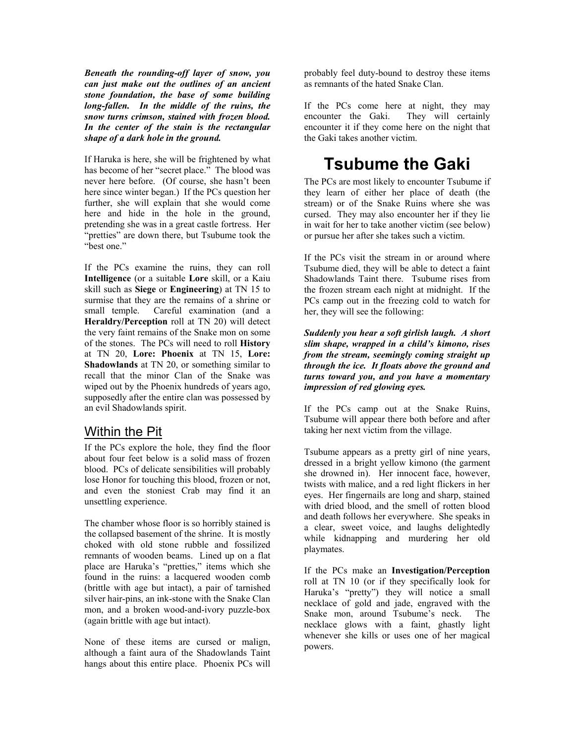***Beneath the rounding-off layer of snow, you can just make out the outlines of an ancient stone foundation, the base of some building long-fallen. In the middle of the ruins, the snow turns crimson, stained with frozen blood. In the center of the stain is the rectangular shape of a dark hole in the ground.***

If Haruka is here, she will be frightened by what has become of her "secret place." The blood was never here before. (Of course, she hasn't been here since winter began.) If the PCs question her further, she will explain that she would come here and hide in the hole in the ground, pretending she was in a great castle fortress. Her "pretties" are down there, but Tsubume took the "best one."

If the PCs examine the ruins, they can roll **Intelligence** (or a suitable **Lore** skill, or a Kaiu skill such as **Siege** or **Engineering**) at TN 15 to surmise that they are the remains of a shrine or small temple. Careful examination (and a **Heraldry/Perception** roll at TN 20) will detect the very faint remains of the Snake mon on some of the stones. The PCs will need to roll **History** at TN 20, **Lore: Phoenix** at TN 15, **Lore: Shadowlands** at TN 20, or something similar to recall that the minor Clan of the Snake was wiped out by the Phoenix hundreds of years ago, supposedly after the entire clan was possessed by an evil Shadowlands spirit.

## Within the Pit

If the PCs explore the hole, they find the floor about four feet below is a solid mass of frozen blood. PCs of delicate sensibilities will probably lose Honor for touching this blood, frozen or not, and even the stoniest Crab may find it an unsettling experience.

The chamber whose floor is so horribly stained is the collapsed basement of the shrine. It is mostly choked with old stone rubble and fossilized remnants of wooden beams. Lined up on a flat place are Haruka's "pretties," items which she found in the ruins: a lacquered wooden comb (brittle with age but intact), a pair of tarnished silver hair-pins, an ink-stone with the Snake Clan mon, and a broken wood-and-ivory puzzle-box (again brittle with age but intact).

None of these items are cursed or malign, although a faint aura of the Shadowlands Taint hangs about this entire place. Phoenix PCs will probably feel duty-bound to destroy these items as remnants of the hated Snake Clan.

If the PCs come here at night, they may encounter the Gaki. They will certainly encounter it if they come here on the night that the Gaki takes another victim.

# Tsubume the Gaki

The PCs are most likely to encounter Tsubume if they learn of either her place of death (the stream) or of the Snake Ruins where she was cursed. They may also encounter her if they lie in wait for her to take another victim (see below) or pursue her after she takes such a victim.

If the PCs visit the stream in or around where Tsubume died, they will be able to detect a faint Shadowlands Taint there. Tsubume rises from the frozen stream each night at midnight. If the PCs camp out in the freezing cold to watch for her, they will see the following:

***Suddenly you hear a soft girlish laugh. A short slim shape, wrapped in a child's kimono, rises from the stream, seemingly coming straight up through the ice. It floats above the ground and turns toward you, and you have a momentary impression of red glowing eyes.***

If the PCs camp out at the Snake Ruins, Tsubume will appear there both before and after taking her next victim from the village.

Tsubume appears as a pretty girl of nine years, dressed in a bright yellow kimono (the garment she drowned in). Her innocent face, however, twists with malice, and a red light flickers in her eyes. Her fingernails are long and sharp, stained with dried blood, and the smell of rotten blood and death follows her everywhere. She speaks in a clear, sweet voice, and laughs delightedly while kidnapping and murdering her old playmates.

If the PCs make an **Investigation/Perception** roll at TN 10 (or if they specifically look for Haruka's "pretty") they will notice a small necklace of gold and jade, engraved with the Snake mon, around Tsubume's neck. The necklace glows with a faint, ghastly light whenever she kills or uses one of her magical powers.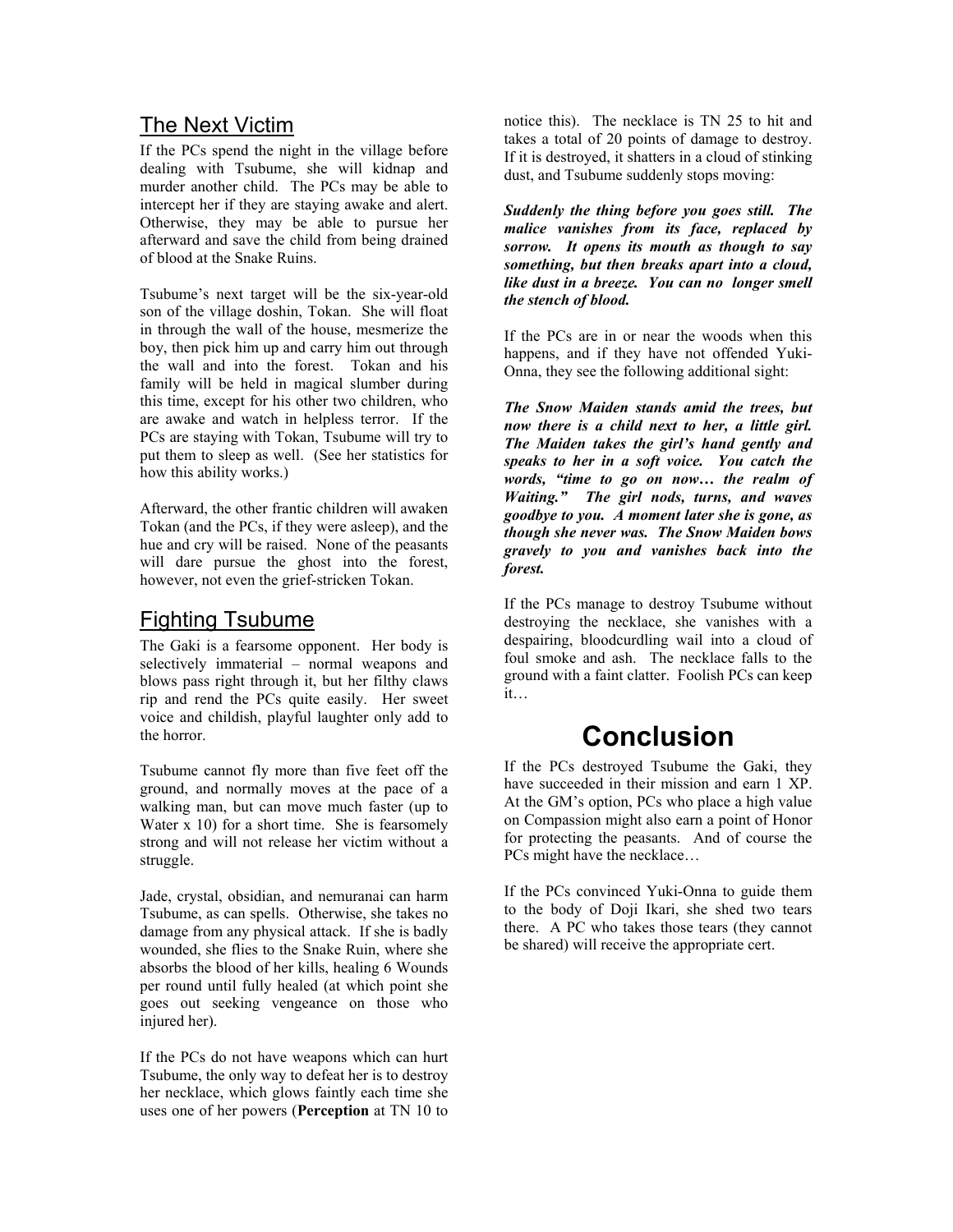## The Next Victim

If the PCs spend the night in the village before dealing with Tsubume, she will kidnap and murder another child. The PCs may be able to intercept her if they are staying awake and alert. Otherwise, they may be able to pursue her afterward and save the child from being drained of blood at the Snake Ruins.

Tsubume's next target will be the six-year-old son of the village doshin, Tokan. She will float in through the wall of the house, mesmerize the boy, then pick him up and carry him out through the wall and into the forest. Tokan and his family will be held in magical slumber during this time, except for his other two children, who are awake and watch in helpless terror. If the PCs are staying with Tokan, Tsubume will try to put them to sleep as well. (See her statistics for how this ability works.)

Afterward, the other frantic children will awaken Tokan (and the PCs, if they were asleep), and the hue and cry will be raised. None of the peasants will dare pursue the ghost into the forest, however, not even the grief-stricken Tokan.

## Fighting Tsubume

The Gaki is a fearsome opponent. Her body is selectively immaterial – normal weapons and blows pass right through it, but her filthy claws rip and rend the PCs quite easily. Her sweet voice and childish, playful laughter only add to the horror.

Tsubume cannot fly more than five feet off the ground, and normally moves at the pace of a walking man, but can move much faster (up to Water x 10) for a short time. She is fearsomely strong and will not release her victim without a struggle.

Jade, crystal, obsidian, and nemuranai can harm Tsubume, as can spells. Otherwise, she takes no damage from any physical attack. If she is badly wounded, she flies to the Snake Ruin, where she absorbs the blood of her kills, healing 6 Wounds per round until fully healed (at which point she goes out seeking vengeance on those who injured her).

If the PCs do not have weapons which can hurt Tsubume, the only way to defeat her is to destroy her necklace, which glows faintly each time she uses one of her powers (**Perception** at TN 10 to notice this). The necklace is TN 25 to hit and takes a total of 20 points of damage to destroy. If it is destroyed, it shatters in a cloud of stinking dust, and Tsubume suddenly stops moving:

***Suddenly the thing before you goes still. The malice vanishes from its face, replaced by sorrow. It opens its mouth as though to say something, but then breaks apart into a cloud, like dust in a breeze. You can no longer smell the stench of blood.***

If the PCs are in or near the woods when this happens, and if they have not offended Yuki-Onna, they see the following additional sight:

***The Snow Maiden stands amid the trees, but now there is a child next to her, a little girl. The Maiden takes the girl's hand gently and speaks to her in a soft voice. You catch the words, "time to go on now… the realm of Waiting." The girl nods, turns, and waves goodbye to you. A moment later she is gone, as though she never was. The Snow Maiden bows gravely to you and vanishes back into the forest.***

If the PCs manage to destroy Tsubume without destroying the necklace, she vanishes with a despairing, bloodcurdling wail into a cloud of foul smoke and ash. The necklace falls to the ground with a faint clatter. Foolish PCs can keep it…

# Conclusion

If the PCs destroyed Tsubume the Gaki, they have succeeded in their mission and earn 1 XP. At the GM's option, PCs who place a high value on Compassion might also earn a point of Honor for protecting the peasants. And of course the PCs might have the necklace…

If the PCs convinced Yuki-Onna to guide them to the body of Doji Ikari, she shed two tears there. A PC who takes those tears (they cannot be shared) will receive the appropriate cert.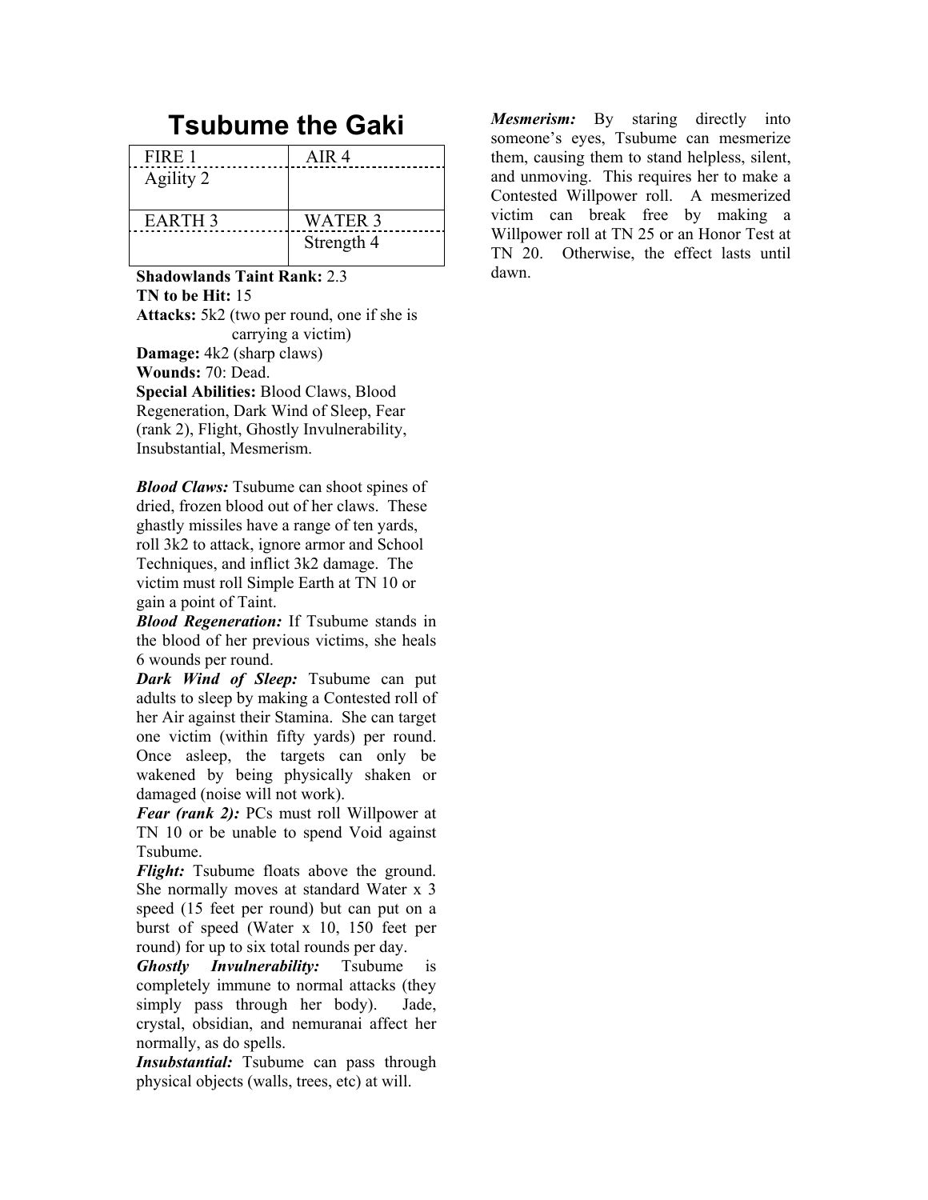# Tsubume the Gaki

| | |
|---|---|
| FIRE 1 | AIR 4 |
| Agility 2 | |
| EARTH 3 | WATER 3 |
| | Strength 4 |

**Shadowlands Taint Rank:** 2.3
**TN to be Hit:** 15
**Attacks:** 5k2 (two per round, one if she is carrying a victim)
**Damage:** 4k2 (sharp claws)
**Wounds:** 70: Dead.
**Special Abilities:** Blood Claws, Blood Regeneration, Dark Wind of Sleep, Fear (rank 2), Flight, Ghostly Invulnerability, Insubstantial, Mesmerism.

***Blood Claws:*** Tsubume can shoot spines of dried, frozen blood out of her claws. These ghastly missiles have a range of ten yards, roll 3k2 to attack, ignore armor and School Techniques, and inflict 3k2 damage. The victim must roll Simple Earth at TN 10 or gain a point of Taint.
***Blood Regeneration:*** If Tsubume stands in the blood of her previous victims, she heals 6 wounds per round.
***Dark Wind of Sleep:*** Tsubume can put adults to sleep by making a Contested roll of her Air against their Stamina. She can target one victim (within fifty yards) per round. Once asleep, the targets can only be wakened by being physically shaken or damaged (noise will not work).
***Fear (rank 2):*** PCs must roll Willpower at TN 10 or be unable to spend Void against Tsubume.
***Flight:*** Tsubume floats above the ground. She normally moves at standard Water x 3 speed (15 feet per round) but can put on a burst of speed (Water x 10, 150 feet per round) for up to six total rounds per day.
***Ghostly Invulnerability:*** Tsubume is completely immune to normal attacks (they simply pass through her body). Jade, crystal, obsidian, and nemuranai affect her normally, as do spells.
***Insubstantial:*** Tsubume can pass through physical objects (walls, trees, etc) at will.
***Mesmerism:*** By staring directly into someone's eyes, Tsubume can mesmerize them, causing them to stand helpless, silent, and unmoving. This requires her to make a Contested Willpower roll. A mesmerized victim can break free by making a Willpower roll at TN 25 or an Honor Test at TN 20. Otherwise, the effect lasts until dawn.